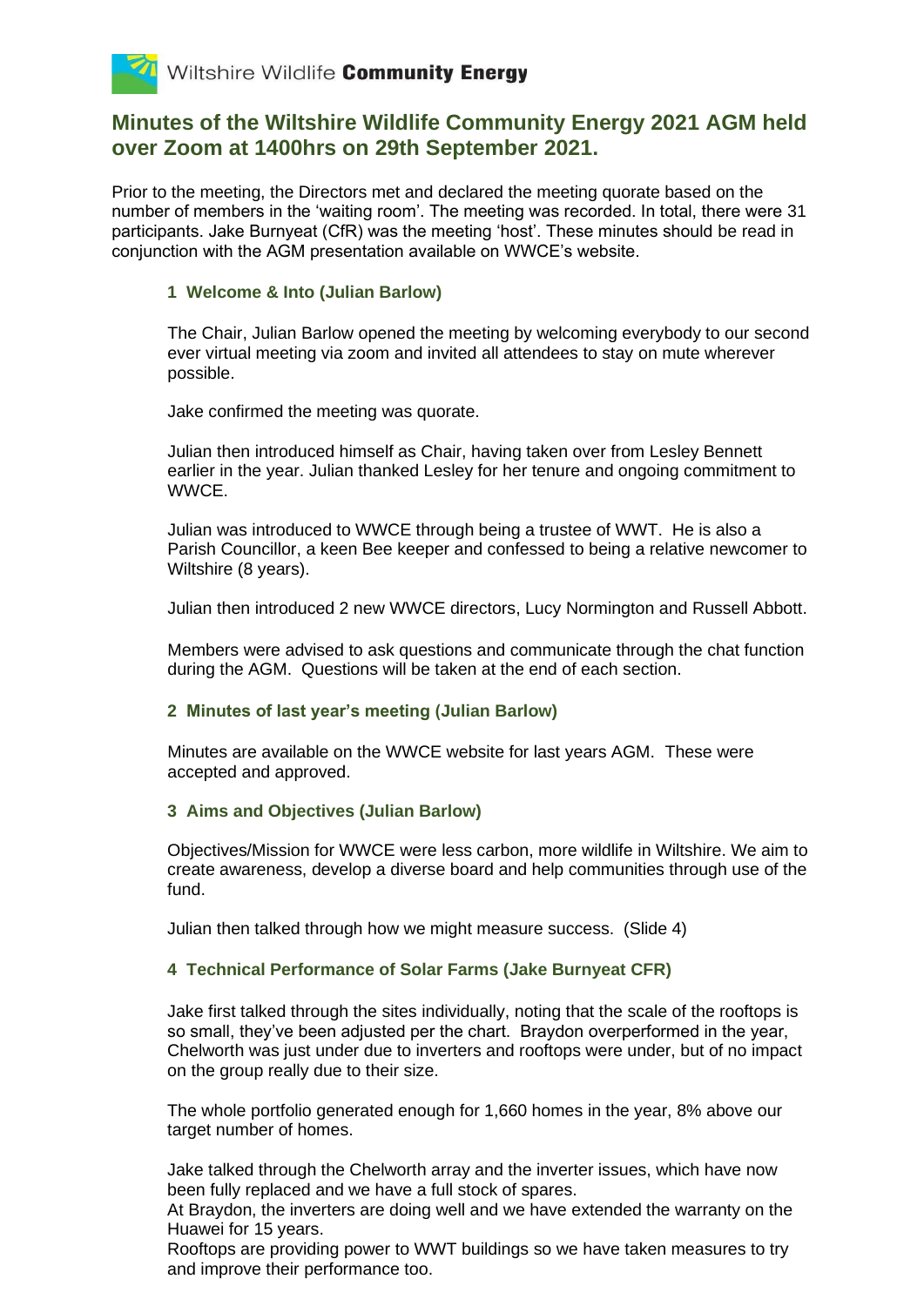Wiltshire Wildlife **Community Energy**

## Minutes of the Wiltshire Wildlife Community Energy 2021 AGM held over Zoom at 1400hrs on 29th September 2021.

Prior to the meeting, the Directors met and declared the meeting quorate based on the number of members in the 'waiting room'. The meeting was recorded. In total, there were 31 participants. Jake Burnyeat (CfR) was the meeting 'host'. These minutes should be read in conjunction with the AGM presentation available on WWCE's website.

### 1 Welcome & Into (Julian Barlow)

The Chair, Julian Barlow opened the meeting by welcoming everybody to our second ever virtual meeting via zoom and invited all attendees to stay on mute wherever possible.

Jake confirmed the meeting was quorate.

Julian then introduced himself as Chair, having taken over from Lesley Bennett earlier in the year. Julian thanked Lesley for her tenure and ongoing commitment to WWCE.

Julian was introduced to WWCE through being a trustee of WWT. He is also a Parish Councillor, a keen Bee keeper and confessed to being a relative newcomer to Wiltshire (8 years).

Julian then introduced 2 new WWCE directors, Lucy Normington and Russell Abbott.

Members were advised to ask questions and communicate through the chat function during the AGM. Questions will be taken at the end of each section.

### 2 Minutes of last year's meeting (Julian Barlow)

Minutes are available on the WWCE website for last years AGM. These were accepted and approved.

### 3 Aims and Objectives (Julian Barlow)

Objectives/Mission for WWCE were less carbon, more wildlife in Wiltshire. We aim to create awareness, develop a diverse board and help communities through use of the fund.

Julian then talked through how we might measure success. (Slide 4)

### 4 Technical Performance of Solar Farms (Jake Burnyeat CFR)

Jake first talked through the sites individually, noting that the scale of the rooftops is so small, they've been adjusted per the chart. Braydon overperformed in the year, Chelworth was just under due to inverters and rooftops were under, but of no impact on the group really due to their size.

The whole portfolio generated enough for 1,660 homes in the year, 8% above our target number of homes.

Jake talked through the Chelworth array and the inverter issues, which have now been fully replaced and we have a full stock of spares.
At Braydon, the inverters are doing well and we have extended the warranty on the Huawei for 15 years.
Rooftops are providing power to WWT buildings so we have taken measures to try and improve their performance too.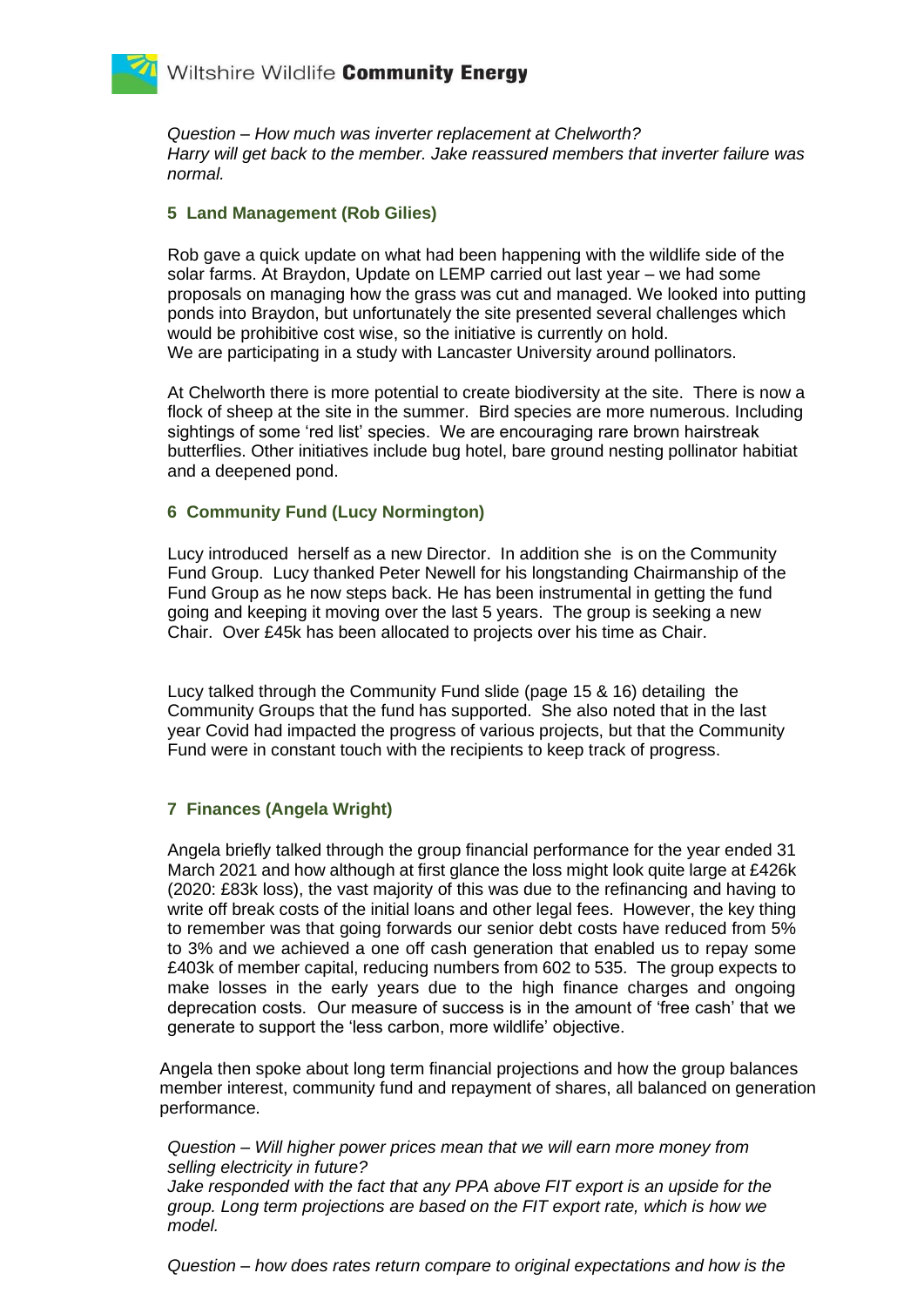*Question – How much was inverter replacement at Chelworth?*
*Harry will get back to the member. Jake reassured members that inverter failure was normal.*

## 5 Land Management (Rob Gilies)

Rob gave a quick update on what had been happening with the wildlife side of the solar farms. At Braydon, Update on LEMP carried out last year – we had some proposals on managing how the grass was cut and managed. We looked into putting ponds into Braydon, but unfortunately the site presented several challenges which would be prohibitive cost wise, so the initiative is currently on hold.
We are participating in a study with Lancaster University around pollinators.

At Chelworth there is more potential to create biodiversity at the site. There is now a flock of sheep at the site in the summer. Bird species are more numerous. Including sightings of some 'red list' species. We are encouraging rare brown hairstreak butterflies. Other initiatives include bug hotel, bare ground nesting pollinator habitiat and a deepened pond.

## 6 Community Fund (Lucy Normington)

Lucy introduced herself as a new Director. In addition she is on the Community Fund Group. Lucy thanked Peter Newell for his longstanding Chairmanship of the Fund Group as he now steps back. He has been instrumental in getting the fund going and keeping it moving over the last 5 years. The group is seeking a new Chair. Over £45k has been allocated to projects over his time as Chair.

Lucy talked through the Community Fund slide (page 15 & 16) detailing the Community Groups that the fund has supported. She also noted that in the last year Covid had impacted the progress of various projects, but that the Community Fund were in constant touch with the recipients to keep track of progress.

## 7 Finances (Angela Wright)

Angela briefly talked through the group financial performance for the year ended 31 March 2021 and how although at first glance the loss might look quite large at £426k (2020: £83k loss), the vast majority of this was due to the refinancing and having to write off break costs of the initial loans and other legal fees. However, the key thing to remember was that going forwards our senior debt costs have reduced from 5% to 3% and we achieved a one off cash generation that enabled us to repay some £403k of member capital, reducing numbers from 602 to 535. The group expects to make losses in the early years due to the high finance charges and ongoing deprecation costs. Our measure of success is in the amount of 'free cash' that we generate to support the 'less carbon, more wildlife' objective.

Angela then spoke about long term financial projections and how the group balances member interest, community fund and repayment of shares, all balanced on generation performance.

*Question – Will higher power prices mean that we will earn more money from selling electricity in future?*
*Jake responded with the fact that any PPA above FIT export is an upside for the group. Long term projections are based on the FIT export rate, which is how we model.*

*Question – how does rates return compare to original expectations and how is the*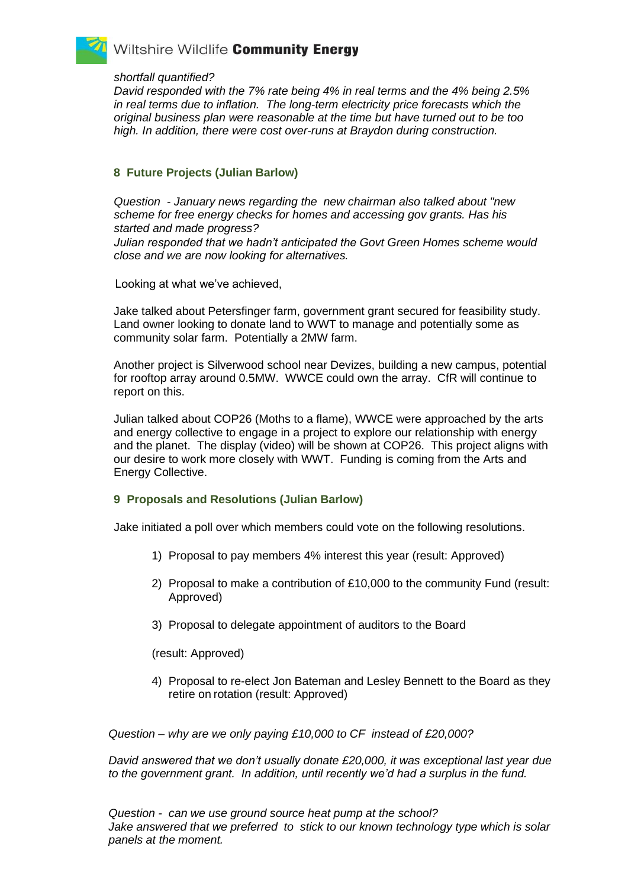*shortfall quantified?*
*David responded with the 7% rate being 4% in real terms and the 4% being 2.5% in real terms due to inflation. The long-term electricity price forecasts which the original business plan were reasonable at the time but have turned out to be too high. In addition, there were cost over-runs at Braydon during construction.*

### 8 Future Projects (Julian Barlow)

*Question - January news regarding the new chairman also talked about "new scheme for free energy checks for homes and accessing gov grants. Has his started and made progress?*
*Julian responded that we hadn't anticipated the Govt Green Homes scheme would close and we are now looking for alternatives.*

Looking at what we've achieved,

Jake talked about Petersfinger farm, government grant secured for feasibility study. Land owner looking to donate land to WWT to manage and potentially some as community solar farm. Potentially a 2MW farm.

Another project is Silverwood school near Devizes, building a new campus, potential for rooftop array around 0.5MW. WWCE could own the array. CfR will continue to report on this.

Julian talked about COP26 (Moths to a flame), WWCE were approached by the arts and energy collective to engage in a project to explore our relationship with energy and the planet. The display (video) will be shown at COP26. This project aligns with our desire to work more closely with WWT. Funding is coming from the Arts and Energy Collective.

### 9 Proposals and Resolutions (Julian Barlow)

Jake initiated a poll over which members could vote on the following resolutions.

1) Proposal to pay members 4% interest this year (result: Approved)
2) Proposal to make a contribution of £10,000 to the community Fund (result: Approved)
3) Proposal to delegate appointment of auditors to the Board

   (result: Approved)

4) Proposal to re-elect Jon Bateman and Lesley Bennett to the Board as they retire on rotation (result: Approved)

*Question – why are we only paying £10,000 to CF instead of £20,000?*

*David answered that we don't usually donate £20,000, it was exceptional last year due to the government grant. In addition, until recently we'd had a surplus in the fund.*

*Question - can we use ground source heat pump at the school?*
*Jake answered that we preferred to stick to our known technology type which is solar panels at the moment.*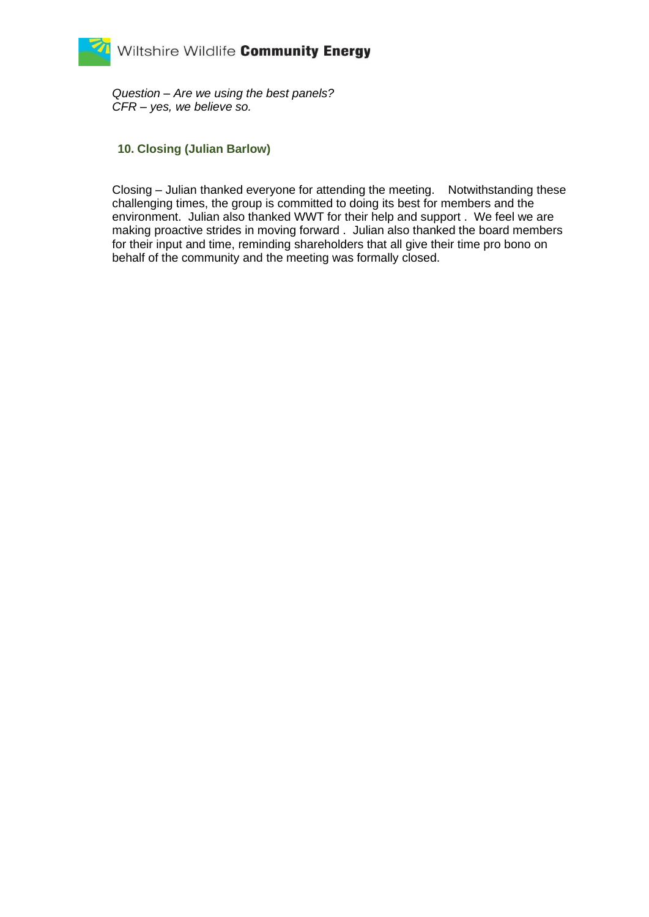*Question – Are we using the best panels?*
*CFR – yes, we believe so.*

## 10. Closing (Julian Barlow)

Closing – Julian thanked everyone for attending the meeting. Notwithstanding these challenging times, the group is committed to doing its best for members and the environment. Julian also thanked WWT for their help and support . We feel we are making proactive strides in moving forward . Julian also thanked the board members for their input and time, reminding shareholders that all give their time pro bono on behalf of the community and the meeting was formally closed.